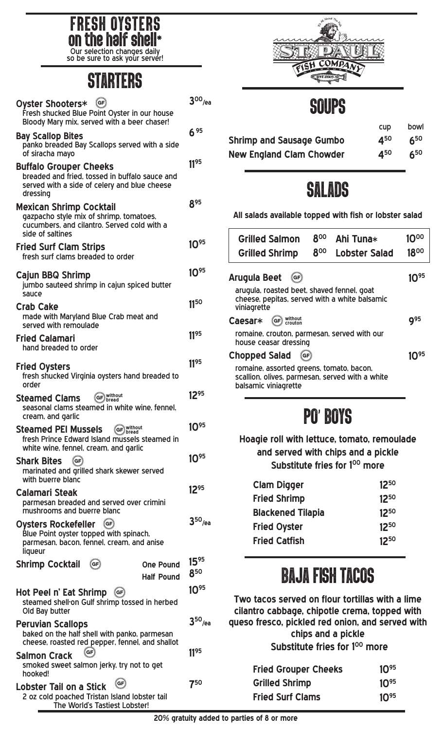# FRESH OYSTERS on the half shell*

Our selection changes daily so be sure to ask your server!

## STARTERS

**Oyster Shooters*** (GF) — 3.00/ea
Fresh shucked Blue Point Oyster in our house Bloody Mary mix, served with a beer chaser!

**Bay Scallop Bites** — 6.95
panko breaded Bay Scallops served with a side of siracha mayo

**Buffalo Grouper Cheeks** — 11.95
breaded and fried, tossed in buffalo sauce and served with a side of celery and blue cheese dressing

**Mexican Shrimp Cocktail** — 8.95
gazpacho style mix of shrimp, tomatoes, cucumbers, and cilantro. Served cold with a side of saltines

**Fried Surf Clam Strips** — 10.95
fresh surf clams breaded to order

**Cajun BBQ Shrimp** — 10.95
jumbo sauteed shrimp in cajun spiced butter sauce

**Crab Cake** — 11.50
made with Maryland Blue Crab meat and served with remoulade

**Fried Calamari** — 11.95
hand breaded to order

**Fried Oysters** — 11.95
fresh shucked Virginia oysters hand breaded to order

**Steamed Clams** (GF without bread) — 12.95
seasonal clams steamed in white wine, fennel, cream, and garlic

**Steamed PEI Mussels** (GF without bread) — 10.95
fresh Prince Edward Island mussels steamed in white wine, fennel, cream, and garlic

**Shark Bites** (GF) — 10.95
marinated and grilled shark skewer served with buerre blanc

**Calamari Steak** — 12.95
parmesan breaded and served over crimini mushrooms and buerre blanc

**Oysters Rockefeller** (GF) — 3.50/ea
Blue Point oyster topped with spinach, parmesan, bacon, fennel, cream, and anise liqueur

**Shrimp Cocktail** (GF) — One Pound 15.95 / Half Pound 8.50

**Hot Peel n' Eat Shrimp** (GF) — 10.95
steamed shell-on Gulf shrimp tossed in herbed Old Bay butter

**Peruvian Scallops** — 3.50/ea
baked on the half shell with panko, parmesan cheese, roasted red pepper, fennel, and shallot

**Salmon Crack** (GF) — 11.95
smoked sweet salmon jerky, try not to get hooked!

**Lobster Tail on a Stick** (GF) — 7.50
2 oz cold poached Tristan Island lobster tail
The World's Tastiest Lobster!

## SOUPS

| | cup | bowl |
|---|---|---|
| Shrimp and Sausage Gumbo | 4.50 | 6.50 |
| New England Clam Chowder | 4.50 | 6.50 |

## SALADS

**All salads available topped with fish or lobster salad**

| | | | |
|---|---|---|---|
| Grilled Salmon | 8.00 | Ahi Tuna* | 10.00 |
| Grilled Shrimp | 8.00 | Lobster Salad | 18.00 |

**Arugula Beet** (GF) — 10.95
arugula, roasted beet, shaved fennel, goat cheese, pepitas, served with a white balsamic viniagrette

**Caesar*** (GF without crouton) — 9.95
romaine, crouton, parmesan, served with our house ceasar dressing

**Chopped Salad** (GF) — 10.95
romaine, assorted greens, tomato, bacon, scallion, olives, parmesan, served with a white balsamic viniagrette

## PO' BOYS

**Hoagie roll with lettuce, tomato, remoulade and served with chips and a pickle**
**Substitute fries for 1.00 more**

| | |
|---|---|
| Clam Digger | 12.50 |
| Fried Shrimp | 12.50 |
| Blackened Tilapia | 12.50 |
| Fried Oyster | 12.50 |
| Fried Catfish | 12.50 |

## BAJA FISH TACOS

**Two tacos served on flour tortillas with a lime cilantro cabbage, chipotle crema, topped with queso fresco, pickled red onion, and served with chips and a pickle**
**Substitute fries for 1.00 more**

| | |
|---|---|
| Fried Grouper Cheeks | 10.95 |
| Grilled Shrimp | 10.95 |
| Fried Surf Clams | 10.95 |

**20% gratuity added to parties of 8 or more**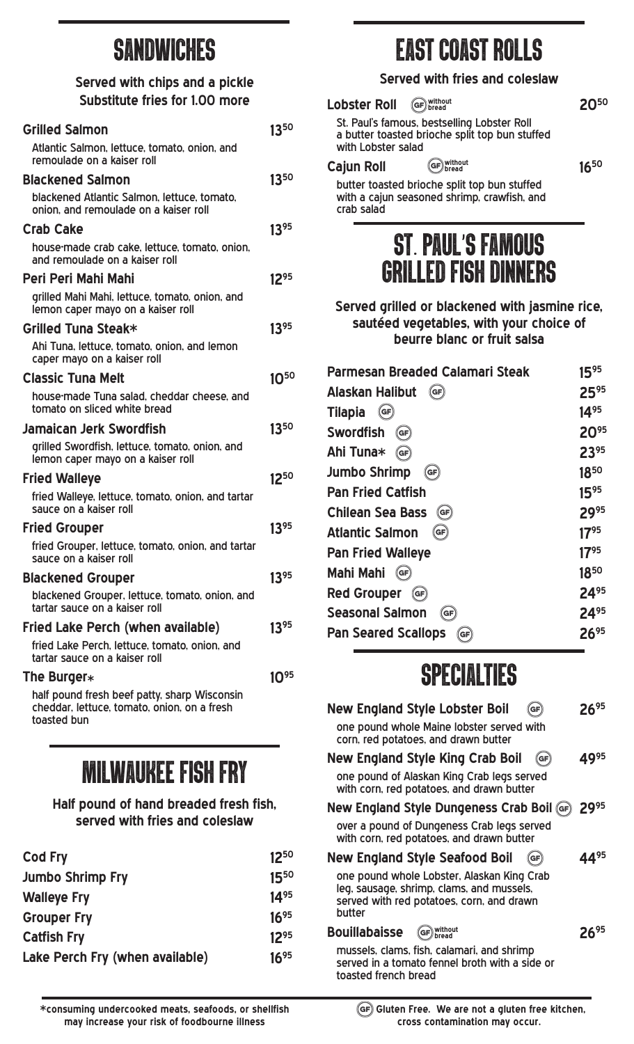## SANDWICHES

**Served with chips and a pickle**
**Substitute fries for 1.00 more**

**Grilled Salmon** — 13.50
Atlantic Salmon, lettuce, tomato, onion, and remoulade on a kaiser roll

**Blackened Salmon** — 13.50
blackened Atlantic Salmon, lettuce, tomato, onion, and remoulade on a kaiser roll

**Crab Cake** — 13.95
house-made crab cake, lettuce, tomato, onion, and remoulade on a kaiser roll

**Peri Peri Mahi Mahi** — 12.95
grilled Mahi Mahi, lettuce, tomato, onion, and lemon caper mayo on a kaiser roll

**Grilled Tuna Steak*** — 13.95
Ahi Tuna, lettuce, tomato, onion, and lemon caper mayo on a kaiser roll

**Classic Tuna Melt** — 10.50
house-made Tuna salad, cheddar cheese, and tomato on sliced white bread

**Jamaican Jerk Swordfish** — 13.50
grilled Swordfish, lettuce, tomato, onion, and lemon caper mayo on a kaiser roll

**Fried Walleye** — 12.50
fried Walleye, lettuce, tomato, onion, and tartar sauce on a kaiser roll

**Fried Grouper** — 13.95
fried Grouper, lettuce, tomato, onion, and tartar sauce on a kaiser roll

**Blackened Grouper** — 13.95
blackened Grouper, lettuce, tomato, onion, and tartar sauce on a kaiser roll

**Fried Lake Perch (when available)** — 13.95
fried Lake Perch, lettuce, tomato, onion, and tartar sauce on a kaiser roll

**The Burger*** — 10.95
half pound fresh beef patty, sharp Wisconsin cheddar, lettuce, tomato, onion, on a fresh toasted bun

## MILWAUKEE FISH FRY

**Half pound of hand breaded fresh fish, served with fries and coleslaw**

| | |
|---|---|
| Cod Fry | 12.50 |
| Jumbo Shrimp Fry | 15.50 |
| Walleye Fry | 14.95 |
| Grouper Fry | 16.95 |
| Catfish Fry | 12.95 |
| Lake Perch Fry (when available) | 16.95 |

## EAST COAST ROLLS

**Served with fries and coleslaw**

**Lobster Roll** (GF without bread) — 20.50
St. Paul's famous, bestselling Lobster Roll a butter toasted brioche split top bun stuffed with Lobster salad

**Cajun Roll** (GF without bread) — 16.50
butter toasted brioche split top bun stuffed with a cajun seasoned shrimp, crawfish, and crab salad

## ST. PAUL'S FAMOUS GRILLED FISH DINNERS

**Served grilled or blackened with jasmine rice, sautéed vegetables, with your choice of beurre blanc or fruit salsa**

| | |
|---|---|
| Parmesan Breaded Calamari Steak | 15.95 |
| Alaskan Halibut (GF) | 25.95 |
| Tilapia (GF) | 14.95 |
| Swordfish (GF) | 20.95 |
| Ahi Tuna* (GF) | 23.95 |
| Jumbo Shrimp (GF) | 18.50 |
| Pan Fried Catfish | 15.95 |
| Chilean Sea Bass (GF) | 29.95 |
| Atlantic Salmon (GF) | 17.95 |
| Pan Fried Walleye | 17.95 |
| Mahi Mahi (GF) | 18.50 |
| Red Grouper (GF) | 24.95 |
| Seasonal Salmon (GF) | 24.95 |
| Pan Seared Scallops (GF) | 26.95 |

## SPECIALTIES

**New England Style Lobster Boil** (GF) — 26.95
one pound whole Maine lobster served with corn, red potatoes, and drawn butter

**New England Style King Crab Boil** (GF) — 49.95
one pound of Alaskan King Crab legs served with corn, red potatoes, and drawn butter

**New England Style Dungeness Crab Boil** (GF) — 29.95
over a pound of Dungeness Crab legs served with corn, red potatoes, and drawn butter

**New England Style Seafood Boil** (GF) — 44.95
one pound whole Lobster, Alaskan King Crab leg, sausage, shrimp, clams, and mussels, served with red potatoes, corn, and drawn butter

**Bouillabaisse** (GF without bread) — 26.95
mussels, clams, fish, calamari, and shrimp served in a tomato fennel broth with a side or toasted french bread

*consuming undercooked meats, seafoods, or shellfish may increase your risk of foodbourne illness

(GF) Gluten Free. We are not a gluten free kitchen, cross contamination may occur.